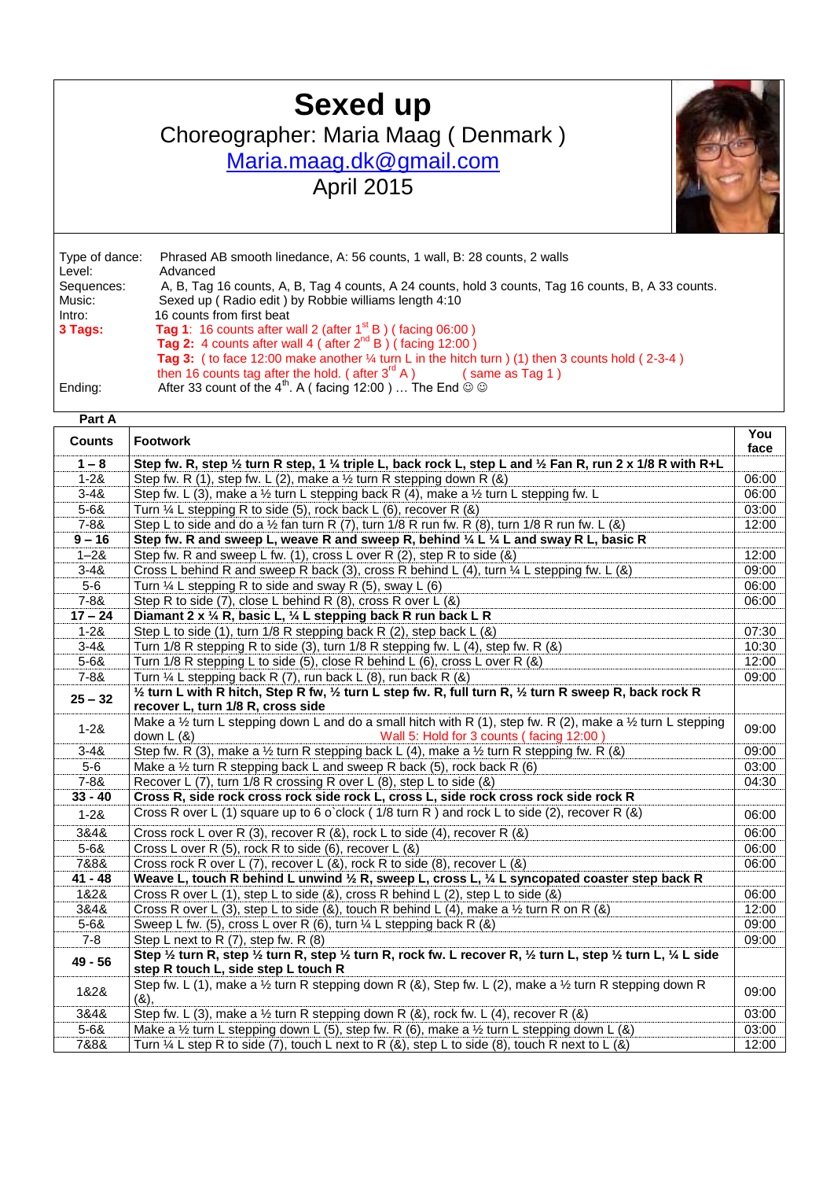# Sexed up

Choreographer: Maria Maag ( Denmark )

Maria.maag.dk@gmail.com

April 2015

| | |
|---|---|
| Type of dance: | Phrased AB smooth linedance, A: 56 counts, 1 wall, B: 28 counts, 2 walls |
| Level: | Advanced |
| Sequences: | A, B, Tag 16 counts, A, B, Tag 4 counts, A 24 counts, hold 3 counts, Tag 16 counts, B, A 33 counts. |
| Music: | Sexed up ( Radio edit ) by Robbie williams length 4:10 |
| Intro: | 16 counts from first beat |
| **3 Tags:** | **Tag 1**: 16 counts after wall 2 (after 1st B ) ( facing 06:00 ) |
| | **Tag 2:** 4 counts after wall 4 ( after 2nd B ) ( facing 12:00 ) |
| | **Tag 3:** ( to face 12:00 make another ¼ turn L in the hitch turn ) (1) then 3 counts hold ( 2-3-4 ) then 16 counts tag after the hold. ( after 3rd A ) ( same as Tag 1 ) |
| Ending: | After 33 count of the 4th. A ( facing 12:00 ) … The End ☺ ☺ |

**Part A**

| Counts | Footwork | You face |
|---|---|---|
| **1 – 8** | **Step fw. R, step ½ turn R step, 1 ¼ triple L, back rock L, step L and ½ Fan R, run 2 x 1/8 R with R+L** | |
| 1-2& | Step fw. R (1), step fw. L (2), make a ½ turn R stepping down R (&) | 06:00 |
| 3-4& | Step fw. L (3), make a ½ turn R stepping back R (4), make a ½ turn L stepping fw. L | 06:00 |
| 5-6& | Turn ¼ L stepping R to side (5), rock back L (6), recover R (&) | 03:00 |
| 7-8& | Step L to side and do a ½ fan turn R (7), turn 1/8 R run fw. R (8), turn 1/8 R run fw. L (&) | 12:00 |
| **9 – 16** | **Step fw. R and sweep L, weave R and sweep R, behind ¼ L ¼ L and sway R L, basic R** | |
| 1–2& | Step fw. R and sweep L fw. (1), cross L over R (2), step R to side (&) | 12:00 |
| 3-4& | Cross L behind R and sweep R back (3), cross R behind L (4), turn ¼ L stepping fw. L (&) | 09:00 |
| 5-6 | Turn ¼ L stepping R to side and sway R (5), sway L (6) | 06:00 |
| 7-8& | Step R to side (7), close L behind R (8), cross R over L (&) | 06:00 |
| **17 – 24** | **Diamant 2 x ¼ R, basic L, ¼ L stepping back R run back L R** | |
| 1-2& | Step L to side (1), turn 1/8 R stepping back R (2), step back L (&) | 07:30 |
| 3-4& | Turn 1/8 R stepping R to side (3), turn 1/8 R stepping fw. L (4), step fw. R (&) | 10:30 |
| 5-6& | Turn 1/8 R stepping L to side (5), close R behind L (6), cross L over R (&) | 12:00 |
| 7-8& | Turn ¼ L stepping back R (7), run back L (8), run back R (&) | 09:00 |
| **25 – 32** | **½ turn L with R hitch, Step R fw, ½ turn L step fw. R, full turn R, ½ turn R sweep R, back rock R recover L, turn 1/8 R, cross side** | |
| 1-2& | Make a ½ turn L stepping down L and do a small hitch with R (1), step fw. R (2), make a ½ turn L stepping down L (&) Wall 5: Hold for 3 counts ( facing 12:00 ) | 09:00 |
| 3-4& | Step fw. R (3), make a ½ turn R stepping back L (4), make a ½ turn R stepping fw. R (&) | 09:00 |
| 5-6 | Make a ½ turn R stepping back L and sweep R back (5), rock back R (6) | 03:00 |
| 7-8& | Recover L (7), turn 1/8 R crossing R over L (8), step L to side (&) | 04:30 |
| **33 - 40** | **Cross R, side rock cross rock side rock L, cross L, side rock cross rock side rock R** | |
| 1-2& | Cross R over L (1) square up to 6 o`clock ( 1/8 turn R ) and rock L to side (2), recover R (&) | 06:00 |
| 3&4& | Cross rock L over R (3), recover R (&), rock L to side (4), recover R (&) | 06:00 |
| 5-6& | Cross L over R (5), rock R to side (6), recover L (&) | 06:00 |
| 7&8& | Cross rock R over L (7), recover L (&), rock R to side (8), recover L (&) | 06:00 |
| **41 - 48** | **Weave L, touch R behind L unwind ½ R, sweep L, cross L, ¼ L syncopated coaster step back R** | |
| 1&2& | Cross R over L (1), step L to side (&), cross R behind L (2), step L to side (&) | 06:00 |
| 3&4& | Cross R over L (3), step L to side (&), touch R behind L (4), make a ½ turn R on R (&) | 12:00 |
| 5-6& | Sweep L fw. (5), cross L over R (6), turn ¼ L stepping back R (&) | 09:00 |
| 7-8 | Step L next to R (7), step fw. R (8) | 09:00 |
| **49 - 56** | **Step ½ turn R, step ½ turn R, step ½ turn R, rock fw. L recover R, ½ turn L, step ½ turn L, ¼ L side step R touch L, side step L touch R** | |
| 1&2& | Step fw. L (1), make a ½ turn R stepping down R (&), Step fw. L (2), make a ½ turn R stepping down R (&), | 09:00 |
| 3&4& | Step fw. L (3), make a ½ turn R stepping down R (&), rock fw. L (4), recover R (&) | 03:00 |
| 5-6& | Make a ½ turn L stepping down L (5), step fw. R (6), make a ½ turn L stepping down L (&) | 03:00 |
| 7&8& | Turn ¼ L step R to side (7), touch L next to R (&), step L to side (8), touch R next to L (&) | 12:00 |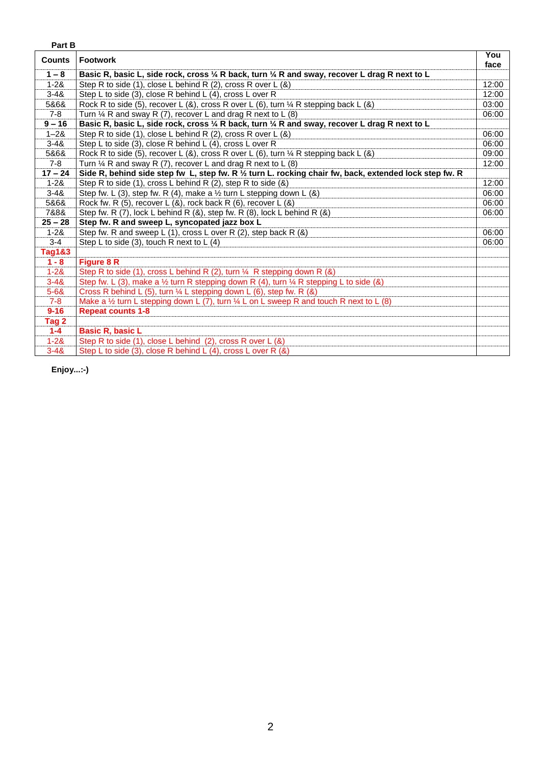**Part B**

| Counts | Footwork | You face |
|---|---|---|
| **1 – 8** | **Basic R, basic L, side rock, cross ¼ R back, turn ¼ R and sway, recover L drag R next to L** | |
| 1-2& | Step R to side (1), close L behind R (2), cross R over L (&) | 12:00 |
| 3-4& | Step L to side (3), close R behind L (4), cross L over R | 12:00 |
| 5&6& | Rock R to side (5), recover L (&), cross R over L (6), turn ¼ R stepping back L (&) | 03:00 |
| 7-8 | Turn ¼ R and sway R (7), recover L and drag R next to L (8) | 06:00 |
| **9 – 16** | **Basic R, basic L, side rock, cross ¼ R back, turn ¼ R and sway, recover L drag R next to L** | |
| 1–2& | Step R to side (1), close L behind R (2), cross R over L (&) | 06:00 |
| 3-4& | Step L to side (3), close R behind L (4), cross L over R | 06:00 |
| 5&6& | Rock R to side (5), recover L (&), cross R over L (6), turn ¼ R stepping back L (&) | 09:00 |
| 7-8 | Turn ¼ R and sway R (7), recover L and drag R next to L (8) | 12:00 |
| **17 – 24** | **Side R, behind side step fw L, step fw. R ½ turn L. rocking chair fw, back, extended lock step fw. R** | |
| 1-2& | Step R to side (1), cross L behind R (2), step R to side (&) | 12:00 |
| 3-4& | Step fw. L (3), step fw. R (4), make a ½ turn L stepping down L (&) | 06:00 |
| 5&6& | Rock fw. R (5), recover L (&), rock back R (6), recover L (&) | 06:00 |
| 7&8& | Step fw. R (7), lock L behind R (&), step fw. R (8), lock L behind R (&) | 06:00 |
| **25 – 28** | **Step fw. R and sweep L, syncopated jazz box L** | |
| 1-2& | Step fw. R and sweep L (1), cross L over R (2), step back R (&) | 06:00 |
| 3-4 | Step L to side (3), touch R next to L (4) | 06:00 |
| **Tag1&3** | | |
| **1 - 8** | **Figure 8 R** | |
| 1-2& | Step R to side (1), cross L behind R (2), turn ¼ R stepping down R (&) | |
| 3-4& | Step fw. L (3), make a ½ turn R stepping down R (4), turn ¼ R stepping L to side (&) | |
| 5-6& | Cross R behind L (5), turn ¼ L stepping down L (6), step fw. R (&) | |
| 7-8 | Make a ½ turn L stepping down L (7), turn ¼ L on L sweep R and touch R next to L (8) | |
| **9-16** | **Repeat counts 1-8** | |
| **Tag 2** | | |
| **1-4** | **Basic R, basic L** | |
| 1-2& | Step R to side (1), close L behind (2), cross R over L (&) | |
| 3-4& | Step L to side (3), close R behind L (4), cross L over R (&) | |

**Enjoy...:-)**